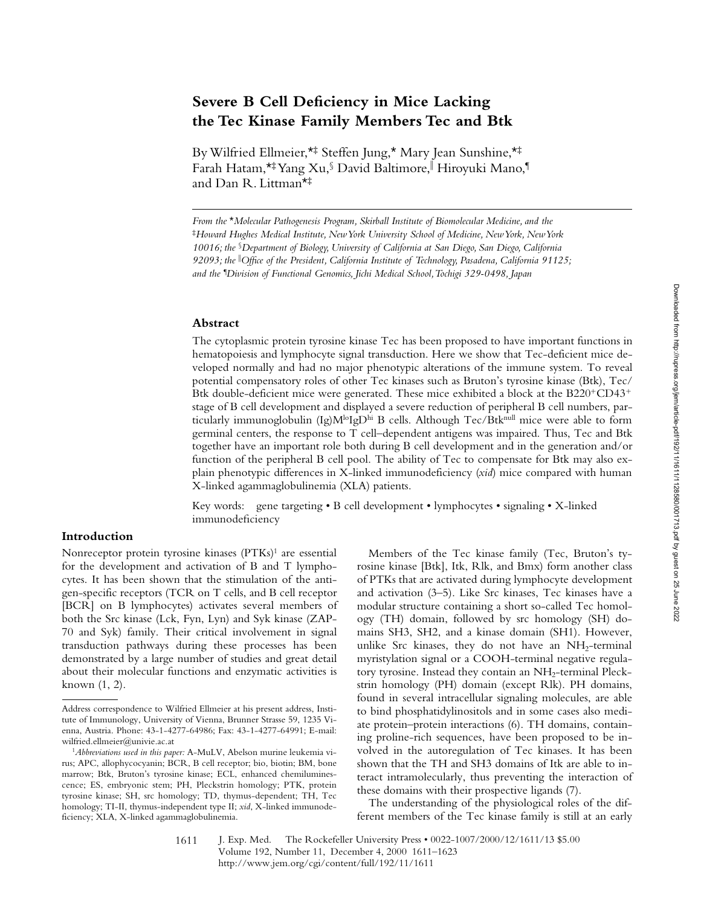# Severe B Cell Deficiency in Mice Lacking the Tec Kinase Family Members Tec and Btk

By Wilfried Ellmeier,*‡ Steffen Jung,* Mary Jean Sunshine,*‡ Farah Hatam,*‡ Yang Xu,§ David Baltimore,‖ Hiroyuki Mano,¶ and Dan R. Littman*‡

*From the *Molecular Pathogenesis Program, Skirball Institute of Biomolecular Medicine, and the ‡Howard Hughes Medical Institute, New York University School of Medicine, New York, New York 10016; the §Department of Biology, University of California at San Diego, San Diego, California 92093; the ‖Office of the President, California Institute of Technology, Pasadena, California 91125; and the ¶Division of Functional Genomics, Jichi Medical School, Tochigi 329-0498, Japan*

## Abstract

The cytoplasmic protein tyrosine kinase Tec has been proposed to have important functions in hematopoiesis and lymphocyte signal transduction. Here we show that Tec-deficient mice developed normally and had no major phenotypic alterations of the immune system. To reveal potential compensatory roles of other Tec kinases such as Bruton's tyrosine kinase (Btk), Tec/Btk double-deficient mice were generated. These mice exhibited a block at the $B220^{+}CD43^{+}$ stage of B cell development and displayed a severe reduction of peripheral B cell numbers, particularly immunoglobulin (Ig)$M^{lo}IgD^{hi}$ B cells. Although $Tec/Btk^{null}$ mice were able to form germinal centers, the response to T cell–dependent antigens was impaired. Thus, Tec and Btk together have an important role both during B cell development and in the generation and/or function of the peripheral B cell pool. The ability of Tec to compensate for Btk may also explain phenotypic differences in X-linked immunodeficiency (*xid*) mice compared with human X-linked agammaglobulinemia (XLA) patients.

Key words: gene targeting • B cell development • lymphocytes • signaling • X-linked immunodeficiency

## Introduction

Nonreceptor protein tyrosine kinases (PTKs)[1] are essential for the development and activation of B and T lymphocytes. It has been shown that the stimulation of the antigen-specific receptors (TCR on T cells, and B cell receptor [BCR] on B lymphocytes) activates several members of both the Src kinase (Lck, Fyn, Lyn) and Syk kinase (ZAP-70 and Syk) family. Their critical involvement in signal transduction pathways during these processes has been demonstrated by a large number of studies and great detail about their molecular functions and enzymatic activities is known (1, 2).

Members of the Tec kinase family (Tec, Bruton's tyrosine kinase [Btk], Itk, Rlk, and Bmx) form another class of PTKs that are activated during lymphocyte development and activation (3–5). Like Src kinases, Tec kinases have a modular structure containing a short so-called Tec homology (TH) domain, followed by src homology (SH) domains SH3, SH2, and a kinase domain (SH1). However, unlike Src kinases, they do not have an $NH_2$-terminal myristylation signal or a COOH-terminal negative regulatory tyrosine. Instead they contain an $NH_2$-terminal Pleckstrin homology (PH) domain (except Rlk). PH domains, found in several intracellular signaling molecules, are able to bind phosphatidylinositols and in some cases also mediate protein–protein interactions (6). TH domains, containing proline-rich sequences, have been proposed to be involved in the autoregulation of Tec kinases. It has been shown that the TH and SH3 domains of Itk are able to interact intramolecularly, thus preventing the interaction of these domains with their prospective ligands (7).

The understanding of the physiological roles of the different members of the Tec kinase family is still at an early

---

Address correspondence to Wilfried Ellmeier at his present address, Institute of Immunology, University of Vienna, Brunner Strasse 59, 1235 Vienna, Austria. Phone: 43-1-4277-64986; Fax: 43-1-4277-64991; E-mail: wilfried.ellmeier@univie.ac.at

[1] *Abbreviations used in this paper:* A-MuLV, Abelson murine leukemia virus; APC, allophycocyanin; BCR, B cell receptor; bio, biotin; BM, bone marrow; Btk, Bruton's tyrosine kinase; ECL, enhanced chemiluminescence; ES, embryonic stem; PH, Pleckstrin homology; PTK, protein tyrosine kinase; SH, src homology; TD, thymus-dependent; TH, Tec homology; TI-II, thymus-independent type II; *xid*, X-linked immunodeficiency; XLA, X-linked agammaglobulinemia.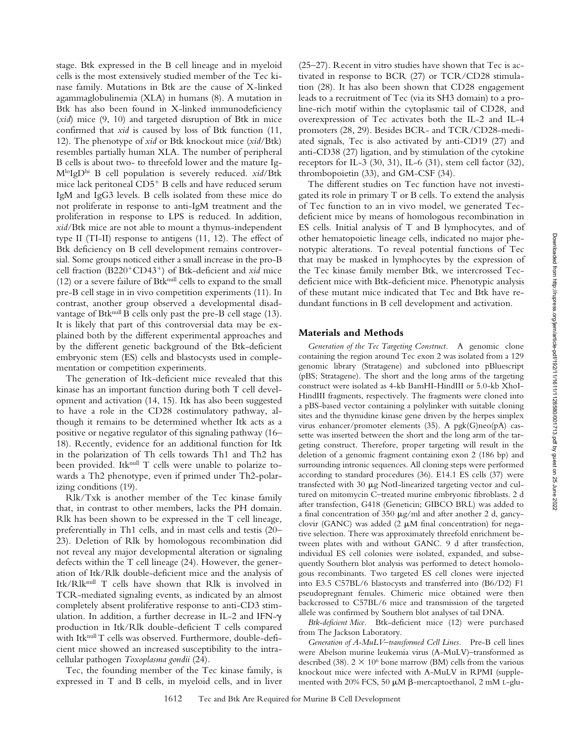stage. Btk expressed in the B cell lineage and in myeloid cells is the most extensively studied member of the Tec kinase family. Mutations in Btk are the cause of X-linked agammaglobulinemia (XLA) in humans (8). A mutation in Btk has also been found in X-linked immunodeficiency (*xid*) mice (9, 10) and targeted disruption of Btk in mice confirmed that *xid* is caused by loss of Btk function (11, 12). The phenotype of *xid* or Btk knockout mice (*xid*/Btk) resembles partially human XLA. The number of peripheral B cells is about two- to threefold lower and the mature $IgM^{lo}IgD^{hi}$ B cell population is severely reduced. *xid*/Btk mice lack peritoneal $CD5^+$ B cells and have reduced serum IgM and IgG3 levels. B cells isolated from these mice do not proliferate in response to anti-IgM treatment and the proliferation in response to LPS is reduced. In addition, *xid*/Btk mice are not able to mount a thymus-independent type II (TI-II) response to antigens (11, 12). The effect of Btk deficiency on B cell development remains controversial. Some groups noticed either a small increase in the pro-B cell fraction ($B220^+CD43^+$) of Btk-deficient and *xid* mice (12) or a severe failure of $Btk^{null}$ cells to expand to the small pre-B cell stage in in vivo competition experiments (11). In contrast, another group observed a developmental disadvantage of $Btk^{null}$ B cells only past the pre-B cell stage (13). It is likely that part of this controversial data may be explained both by the different experimental approaches and by the different genetic background of the Btk-deficient embryonic stem (ES) cells and blastocysts used in complementation or competition experiments.

The generation of Itk-deficient mice revealed that this kinase has an important function during both T cell development and activation (14, 15). Itk has also been suggested to have a role in the CD28 costimulatory pathway, although it remains to be determined whether Itk acts as a positive or negative regulator of this signaling pathway (16–18). Recently, evidence for an additional function for Itk in the polarization of Th cells towards Th1 and Th2 has been provided. $Itk^{null}$ T cells were unable to polarize towards a Th2 phenotype, even if primed under Th2-polarizing conditions (19).

Rlk/Txk is another member of the Tec kinase family that, in contrast to other members, lacks the PH domain. Rlk has been shown to be expressed in the T cell lineage, preferentially in Th1 cells, and in mast cells and testis (20–23). Deletion of Rlk by homologous recombination did not reveal any major developmental alteration or signaling defects within the T cell lineage (24). However, the generation of Itk/Rlk double-deficient mice and the analysis of $Itk/Rlk^{null}$ T cells have shown that Rlk is involved in TCR-mediated signaling events, as indicated by an almost completely absent proliferative response to anti-CD3 stimulation. In addition, a further decrease in IL-2 and IFN-$\gamma$ production in Itk/Rlk double-deficient T cells compared with $Itk^{null}$ T cells was observed. Furthermore, double-deficient mice showed an increased susceptibility to the intracellular pathogen *Toxoplasma gondii* (24).

Tec, the founding member of the Tec kinase family, is expressed in T and B cells, in myeloid cells, and in liver (25–27). Recent in vitro studies have shown that Tec is activated in response to BCR (27) or TCR/CD28 stimulation (28). It has also been shown that CD28 engagement leads to a recruitment of Tec (via its SH3 domain) to a proline-rich motif within the cytoplasmic tail of CD28, and overexpression of Tec activates both the IL-2 and IL-4 promoters (28, 29). Besides BCR- and TCR/CD28-mediated signals, Tec is also activated by anti-CD19 (27) and anti-CD38 (27) ligation, and by stimulation of the cytokine receptors for IL-3 (30, 31), IL-6 (31), stem cell factor (32), thrombopoietin (33), and GM-CSF (34).

The different studies on Tec function have not investigated its role in primary T or B cells. To extend the analysis of Tec function to an in vivo model, we generated Tec-deficient mice by means of homologous recombination in ES cells. Initial analysis of T and B lymphocytes, and of other hematopoietic lineage cells, indicated no major phenotypic alterations. To reveal potential functions of Tec that may be masked in lymphocytes by the expression of the Tec kinase family member Btk, we intercrossed Tec-deficient mice with Btk-deficient mice. Phenotypic analysis of these mutant mice indicated that Tec and Btk have redundant functions in B cell development and activation.

## Materials and Methods

*Generation of the Tec Targeting Construct.* A genomic clone containing the region around Tec exon 2 was isolated from a 129 genomic library (Stratagene) and subcloned into pBluescript (pBS; Stratagene). The short and the long arms of the targeting construct were isolated as 4-kb BamHI-HindIII or 5.0-kb XhoI-HindIII fragments, respectively. The fragments were cloned into a pBS-based vector containing a polylinker with suitable cloning sites and the thymidine kinase gene driven by the herpes simplex virus enhancer/promoter elements (35). A pgk(G)neo(pA) cassette was inserted between the short and the long arm of the targeting construct. Therefore, proper targeting will result in the deletion of a genomic fragment containing exon 2 (186 bp) and surrounding intronic sequences. All cloning steps were performed according to standard procedures (36). E14.1 ES cells (37) were transfected with 30 μg NotI-linearized targeting vector and cultured on mitomycin C–treated murine embryonic fibroblasts. 2 d after transfection, G418 (Geneticin; GIBCO BRL) was added to a final concentration of 350 μg/ml and after another 2 d, gancyclovir (GANC) was added (2 μM final concentration) for negative selection. There was approximately threefold enrichment between plates with and without GANC. 9 d after transfection, individual ES cell colonies were isolated, expanded, and subsequently Southern blot analysis was performed to detect homologous recombinants. Two targeted ES cell clones were injected into E3.5 C57BL/6 blastocysts and transferred into (B6/D2) F1 pseudopregnant females. Chimeric mice obtained were then backcrossed to C57BL/6 mice and transmission of the targeted allele was confirmed by Southern blot analyses of tail DNA.

*Btk-deficient Mice.* Btk-deficient mice (12) were purchased from The Jackson Laboratory.

*Generation of A-MuLV–transformed Cell Lines.* Pre-B cell lines were Abelson murine leukemia virus (A-MuLV)–transformed as described (38). $2 \times 10^6$ bone marrow (BM) cells from the various knockout mice were infected with A-MuLV in RPMI (supplemented with 20% FCS, 50 μM β-mercaptoethanol, 2 mM L-glu-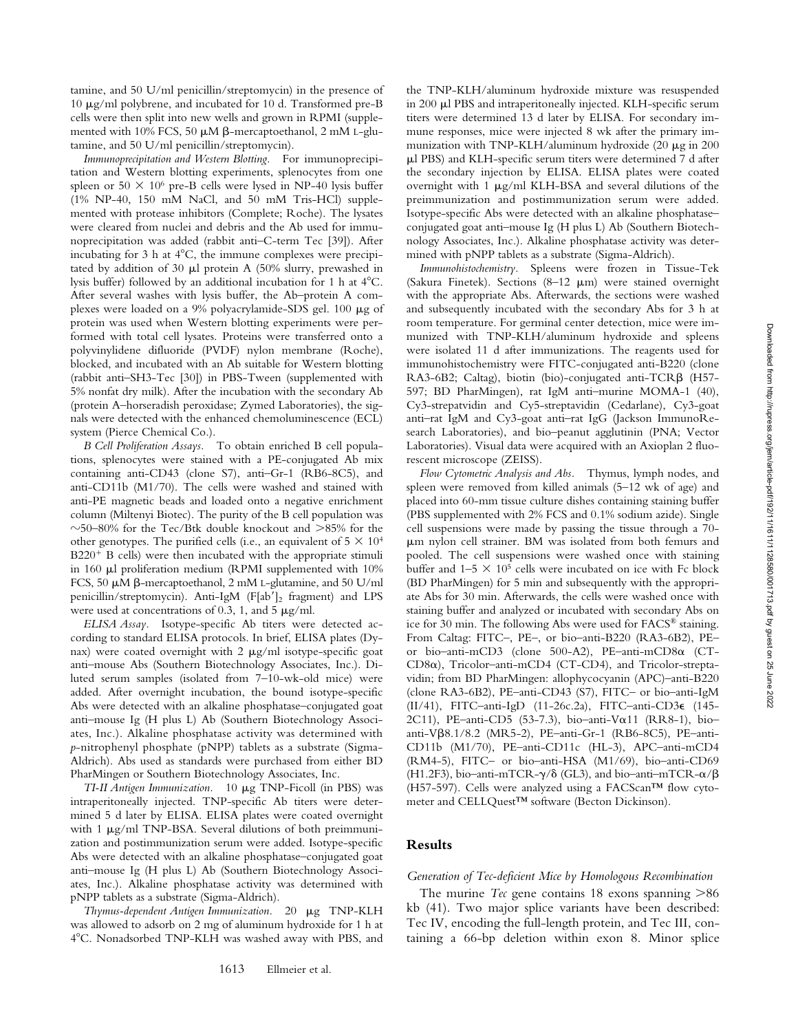tamine, and 50 U/ml penicillin/streptomycin) in the presence of 10 μg/ml polybrene, and incubated for 10 d. Transformed pre-B cells were then split into new wells and grown in RPMI (supplemented with 10% FCS, 50 μM β-mercaptoethanol, 2 mM L-glutamine, and 50 U/ml penicillin/streptomycin).

*Immunoprecipitation and Western Blotting.* For immunoprecipitation and Western blotting experiments, splenocytes from one spleen or 50 × $10^6$ pre-B cells were lysed in NP-40 lysis buffer (1% NP-40, 150 mM NaCl, and 50 mM Tris-HCl) supplemented with protease inhibitors (Complete; Roche). The lysates were cleared from nuclei and debris and the Ab used for immunoprecipitation was added (rabbit anti–C-term Tec [39]). After incubating for 3 h at 4°C, the immune complexes were precipitated by addition of 30 μl protein A (50% slurry, prewashed in lysis buffer) followed by an additional incubation for 1 h at 4°C. After several washes with lysis buffer, the Ab–protein A complexes were loaded on a 9% polyacrylamide-SDS gel. 100 μg of protein was used when Western blotting experiments were performed with total cell lysates. Proteins were transferred onto a polyvinylidene difluoride (PVDF) nylon membrane (Roche), blocked, and incubated with an Ab suitable for Western blotting (rabbit anti–SH3-Tec [30]) in PBS-Tween (supplemented with 5% nonfat dry milk). After the incubation with the secondary Ab (protein A–horseradish peroxidase; Zymed Laboratories), the signals were detected with the enhanced chemoluminescence (ECL) system (Pierce Chemical Co.).

*B Cell Proliferation Assays.* To obtain enriched B cell populations, splenocytes were stained with a PE-conjugated Ab mix containing anti-CD43 (clone S7), anti–Gr-1 (RB6-8C5), and anti-CD11b (M1/70). The cells were washed and stained with anti-PE magnetic beads and loaded onto a negative enrichment column (Miltenyi Biotec). The purity of the B cell population was ~50–80% for the Tec/Btk double knockout and >85% for the other genotypes. The purified cells (i.e., an equivalent of 5 × $10^4$ B220$^+$ B cells) were then incubated with the appropriate stimuli in 160 μl proliferation medium (RPMI supplemented with 10% FCS, 50 μM β-mercaptoethanol, 2 mM L-glutamine, and 50 U/ml penicillin/streptomycin). Anti-IgM (F[ab′]$_2$ fragment) and LPS were used at concentrations of 0.3, 1, and 5 μg/ml.

*ELISA Assay.* Isotype-specific Ab titers were detected according to standard ELISA protocols. In brief, ELISA plates (Dynax) were coated overnight with 2 μg/ml isotype-specific goat anti–mouse Abs (Southern Biotechnology Associates, Inc.). Diluted serum samples (isolated from 7–10-wk-old mice) were added. After overnight incubation, the bound isotype-specific Abs were detected with an alkaline phosphatase–conjugated goat anti–mouse Ig (H plus L) Ab (Southern Biotechnology Associates, Inc.). Alkaline phosphatase activity was determined with *p*-nitrophenyl phosphate (pNPP) tablets as a substrate (Sigma-Aldrich). Abs used as standards were purchased from either BD PharMingen or Southern Biotechnology Associates, Inc.

*TI-II Antigen Immunization.* 10 μg TNP-Ficoll (in PBS) was intraperitoneally injected. TNP-specific Ab titers were determined 5 d later by ELISA. ELISA plates were coated overnight with 1 μg/ml TNP-BSA. Several dilutions of both preimmunization and postimmunization serum were added. Isotype-specific Abs were detected with an alkaline phosphatase–conjugated goat anti–mouse Ig (H plus L) Ab (Southern Biotechnology Associates, Inc.). Alkaline phosphatase activity was determined with pNPP tablets as a substrate (Sigma-Aldrich).

*Thymus-dependent Antigen Immunization.* 20 μg TNP-KLH was allowed to adsorb on 2 mg of aluminum hydroxide for 1 h at 4°C. Nonadsorbed TNP-KLH was washed away with PBS, and the TNP-KLH/aluminum hydroxide mixture was resuspended in 200 μl PBS and intraperitoneally injected. KLH-specific serum titers were determined 13 d later by ELISA. For secondary immune responses, mice were injected 8 wk after the primary immunization with TNP-KLH/aluminum hydroxide (20 μg in 200 μl PBS) and KLH-specific serum titers were determined 7 d after the secondary injection by ELISA. ELISA plates were coated overnight with 1 μg/ml KLH-BSA and several dilutions of the preimmunization and postimmunization serum were added. Isotype-specific Abs were detected with an alkaline phosphatase–conjugated goat anti–mouse Ig (H plus L) Ab (Southern Biotechnology Associates, Inc.). Alkaline phosphatase activity was determined with pNPP tablets as a substrate (Sigma-Aldrich).

*Immunohistochemistry.* Spleens were frozen in Tissue-Tek (Sakura Finetek). Sections (8–12 μm) were stained overnight with the appropriate Abs. Afterwards, the sections were washed and subsequently incubated with the secondary Abs for 3 h at room temperature. For germinal center detection, mice were immunized with TNP-KLH/aluminum hydroxide and spleens were isolated 11 d after immunizations. The reagents used for immunohistochemistry were FITC-conjugated anti-B220 (clone RA3-6B2; Caltag), biotin (bio)-conjugated anti-TCRβ (H57-597; BD PharMingen), rat IgM anti–murine MOMA-1 (40), Cy3-strepatvidin and Cy5-streptavidin (Cedarlane), Cy3-goat anti–rat IgM and Cy3-goat anti–rat IgG (Jackson ImmunoResearch Laboratories), and bio–peanut agglutinin (PNA; Vector Laboratories). Visual data were acquired with an Axioplan 2 fluorescent microscope (ZEISS).

*Flow Cytometric Analysis and Abs.* Thymus, lymph nodes, and spleen were removed from killed animals (5–12 wk of age) and placed into 60-mm tissue culture dishes containing staining buffer (PBS supplemented with 2% FCS and 0.1% sodium azide). Single cell suspensions were made by passing the tissue through a 70-μm nylon cell strainer. BM was isolated from both femurs and pooled. The cell suspensions were washed once with staining buffer and 1–5 × $10^5$ cells were incubated on ice with Fc block (BD PharMingen) for 5 min and subsequently with the appropriate Abs for 30 min. Afterwards, the cells were washed once with staining buffer and analyzed or incubated with secondary Abs on ice for 30 min. The following Abs were used for FACS® staining. From Caltag: FITC–, PE–, or bio–anti-B220 (RA3-6B2), PE– or bio–anti-mCD3 (clone 500-A2), PE–anti-mCD8α (CT-CD8α), Tricolor–anti-mCD4 (CT-CD4), and Tricolor-streptavidin; from BD PharMingen: allophycocyanin (APC)–anti-B220 (clone RA3-6B2), PE–anti-CD43 (S7), FITC– or bio–anti-IgM (II/41), FITC–anti-IgD (11-26c.2a), FITC–anti-CD3ε (145-2C11), PE–anti-CD5 (53-7.3), bio–anti-Vα11 (RR8-1), bio–anti-Vβ8.1/8.2 (MR5-2), PE–anti-Gr-1 (RB6-8C5), PE–anti-CD11b (M1/70), PE–anti-CD11c (HL-3), APC–anti-mCD4 (RM4-5), FITC– or bio–anti-HSA (M1/69), bio–anti-CD69 (H1.2F3), bio–anti-mTCR-γ/δ (GL3), and bio–anti-mTCR-α/β (H57-597). Cells were analyzed using a FACScan™ flow cytometer and CELLQuest™ software (Becton Dickinson).

## Results

### *Generation of Tec-deficient Mice by Homologous Recombination*

The murine *Tec* gene contains 18 exons spanning >86 kb (41). Two major splice variants have been described: Tec IV, encoding the full-length protein, and Tec III, containing a 66-bp deletion within exon 8. Minor splice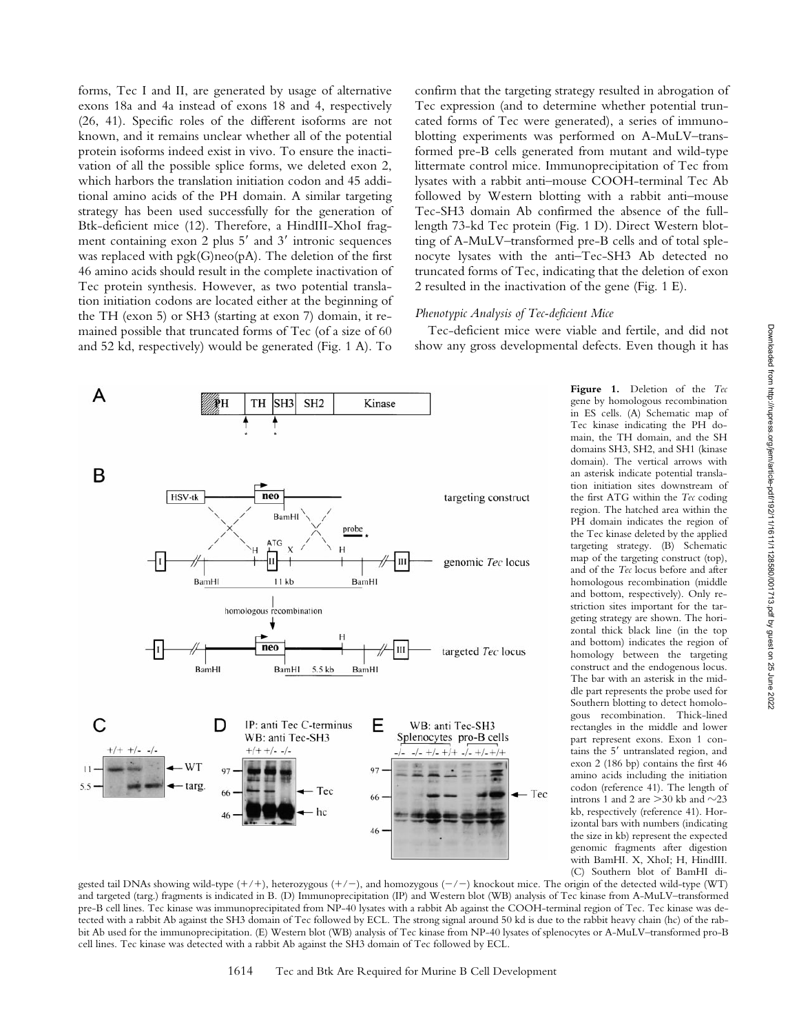forms, Tec I and II, are generated by usage of alternative exons 18a and 4a instead of exons 18 and 4, respectively (26, 41). Specific roles of the different isoforms are not known, and it remains unclear whether all of the potential protein isoforms indeed exist in vivo. To ensure the inactivation of all the possible splice forms, we deleted exon 2, which harbors the translation initiation codon and 45 additional amino acids of the PH domain. A similar targeting strategy has been used successfully for the generation of Btk-deficient mice (12). Therefore, a HindIII-XhoI fragment containing exon 2 plus 5′ and 3′ intronic sequences was replaced with pgk(G)neo(pA). The deletion of the first 46 amino acids should result in the complete inactivation of Tec protein synthesis. However, as two potential translation initiation codons are located either at the beginning of the TH (exon 5) or SH3 (starting at exon 7) domain, it remained possible that truncated forms of Tec (of a size of 60 and 52 kd, respectively) would be generated (Fig. 1 A). To confirm that the targeting strategy resulted in abrogation of Tec expression (and to determine whether potential truncated forms of Tec were generated), a series of immunoblotting experiments was performed on A-MuLV–transformed pre-B cells generated from mutant and wild-type littermate control mice. Immunoprecipitation of Tec from lysates with a rabbit anti–mouse COOH-terminal Tec Ab followed by Western blotting with a rabbit anti–mouse Tec-SH3 domain Ab confirmed the absence of the full-length 73-kd Tec protein (Fig. 1 D). Direct Western blotting of A-MuLV–transformed pre-B cells and of total splenocyte lysates with the anti–Tec-SH3 Ab detected no truncated forms of Tec, indicating that the deletion of exon 2 resulted in the inactivation of the gene (Fig. 1 E).

*Phenotypic Analysis of Tec-deficient Mice*

Tec-deficient mice were viable and fertile, and did not show any gross developmental defects. Even though it has

**Figure 1.** Deletion of the *Tec* gene by homologous recombination in ES cells. (A) Schematic map of Tec kinase indicating the PH domain, the TH domain, and the SH domains SH3, SH2, and SH1 (kinase domain). The vertical arrows with an asterisk indicate potential translation initiation sites downstream of the first ATG within the *Tec* coding region. The hatched area within the PH domain indicates the region of the Tec kinase deleted by the applied targeting strategy. (B) Schematic map of the targeting construct (top), and of the *Tec* locus before and after homologous recombination (middle and bottom, respectively). Only restriction sites important for the targeting strategy are shown. The horizontal thick black line (in the top and bottom) indicates the region of homology between the targeting construct and the endogenous locus. The bar with an asterisk in the middle part represents the probe used for Southern blotting to detect homologous recombination. Thick-lined rectangles in the middle and lower part represent exons. Exon 1 contains the 5′ untranslated region, and exon 2 (186 bp) contains the first 46 amino acids including the initiation codon (reference 41). The length of introns 1 and 2 are >30 kb and ~23 kb, respectively (reference 41). Horizontal bars with numbers (indicating the size in kb) represent the expected genomic fragments after digestion with BamHI. X, XhoI; H, HindIII. (C) Southern blot of BamHI digested tail DNAs showing wild-type (+/+), heterozygous (+/−), and homozygous (−/−) knockout mice. The origin of the detected wild-type (WT) and targeted (targ.) fragments is indicated in B. (D) Immunoprecipitation (IP) and Western blot (WB) analysis of Tec kinase from A-MuLV–transformed pre-B cell lines. Tec kinase was immunoprecipitated from NP-40 lysates with a rabbit Ab against the COOH-terminal region of Tec. Tec kinase was detected with a rabbit Ab against the SH3 domain of Tec followed by ECL. The strong signal around 50 kd is due to the rabbit heavy chain (hc) of the rabbit Ab used for the immunoprecipitation. (E) Western blot (WB) analysis of Tec kinase from NP-40 lysates of splenocytes or A-MuLV–transformed pro-B cell lines. Tec kinase was detected with a rabbit Ab against the SH3 domain of Tec followed by ECL.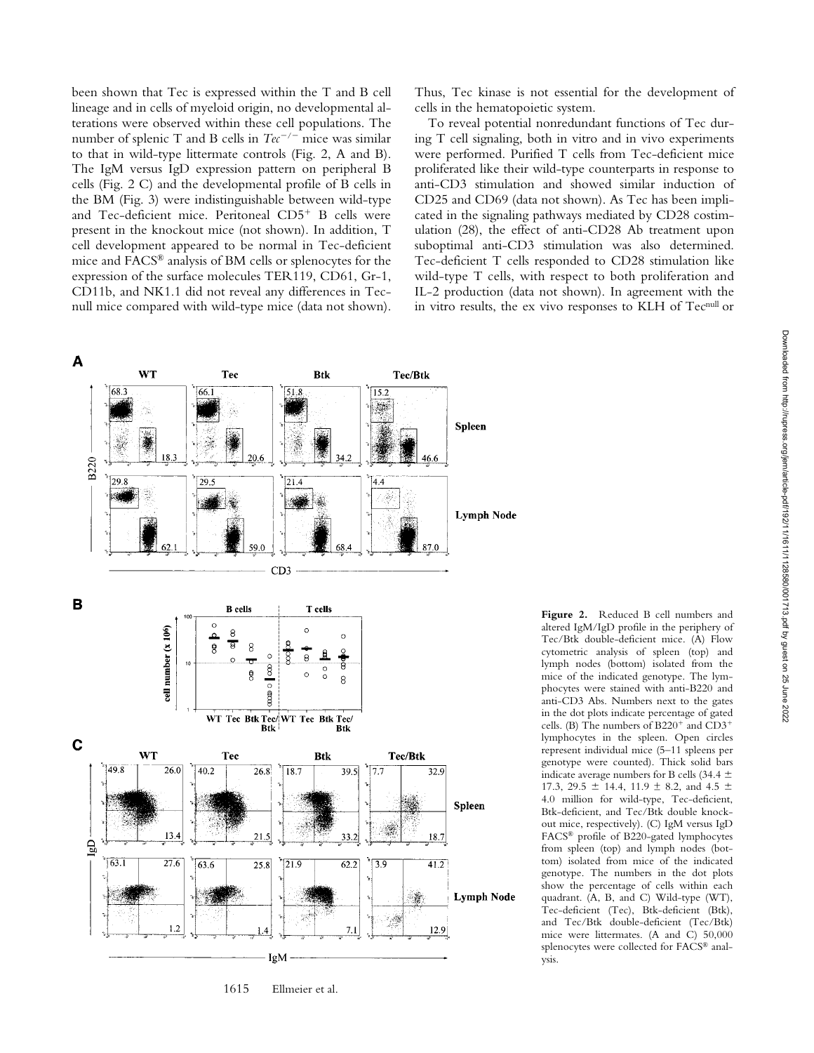been shown that Tec is expressed within the T and B cell lineage and in cells of myeloid origin, no developmental alterations were observed within these cell populations. The number of splenic T and B cells in $Tec^{-/-}$ mice was similar to that in wild-type littermate controls (Fig. 2, A and B). The IgM versus IgD expression pattern on peripheral B cells (Fig. 2 C) and the developmental profile of B cells in the BM (Fig. 3) were indistinguishable between wild-type and Tec-deficient mice. Peritoneal $CD5^{+}$ B cells were present in the knockout mice (not shown). In addition, T cell development appeared to be normal in Tec-deficient mice and FACS® analysis of BM cells or splenocytes for the expression of the surface molecules TER119, CD61, Gr-1, CD11b, and NK1.1 did not reveal any differences in Tec-null mice compared with wild-type mice (data not shown). Thus, Tec kinase is not essential for the development of cells in the hematopoietic system.

To reveal potential nonredundant functions of Tec during T cell signaling, both in vitro and in vivo experiments were performed. Purified T cells from Tec-deficient mice proliferated like their wild-type counterparts in response to anti-CD3 stimulation and showed similar induction of CD25 and CD69 (data not shown). As Tec has been implicated in the signaling pathways mediated by CD28 costimulation (28), the effect of anti-CD28 Ab treatment upon suboptimal anti-CD3 stimulation was also determined. Tec-deficient T cells responded to CD28 stimulation like wild-type T cells, with respect to both proliferation and IL-2 production (data not shown). In agreement with the in vitro results, the ex vivo responses to KLH of $Tec^{null}$ or

**Figure 2.** Reduced B cell numbers and altered IgM/IgD profile in the periphery of Tec/Btk double-deficient mice. (A) Flow cytometric analysis of spleen (top) and lymph nodes (bottom) isolated from the mice of the indicated genotype. The lymphocytes were stained with anti-B220 and anti-CD3 Abs. Numbers next to the gates in the dot plots indicate percentage of gated cells. (B) The numbers of $B220^{+}$ and $CD3^{+}$ lymphocytes in the spleen. Open circles represent individual mice (5–11 spleens per genotype were counted). Thick solid bars indicate average numbers for B cells (34.4 ± 17.3, 29.5 ± 14.4, 11.9 ± 8.2, and 4.5 ± 4.0 million for wild-type, Tec-deficient, Btk-deficient, and Tec/Btk double knockout mice, respectively). (C) IgM versus IgD FACS® profile of B220-gated lymphocytes from spleen (top) and lymph nodes (bottom) isolated from mice of the indicated genotype. The numbers in the dot plots show the percentage of cells within each quadrant. (A, B, and C) Wild-type (WT), Tec-deficient (Tec), Btk-deficient (Btk), and Tec/Btk double-deficient (Tec/Btk) mice were littermates. (A and C) 50,000 splenocytes were collected for FACS® analysis.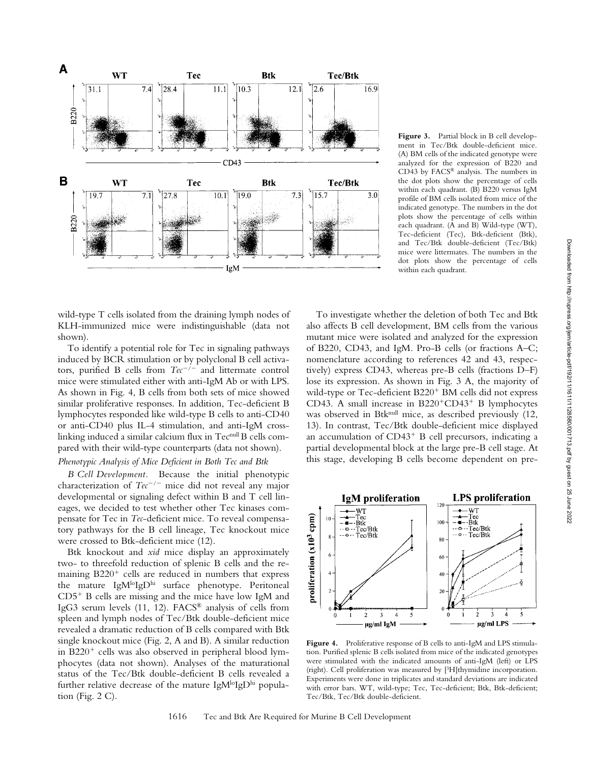**Figure 3.** Partial block in B cell development in Tec/Btk double-deficient mice. (A) BM cells of the indicated genotype were analyzed for the expression of B220 and CD43 by FACS® analysis. The numbers in the dot plots show the percentage of cells within each quadrant. (B) B220 versus IgM profile of BM cells isolated from mice of the indicated genotype. The numbers in the dot plots show the percentage of cells within each quadrant. (A and B) Wild-type (WT), Tec-deficient (Tec), Btk-deficient (Btk), and Tec/Btk double-deficient (Tec/Btk) mice were littermates. The numbers in the dot plots show the percentage of cells within each quadrant.

wild-type T cells isolated from the draining lymph nodes of KLH-immunized mice were indistinguishable (data not shown).

To identify a potential role for Tec in signaling pathways induced by BCR stimulation or by polyclonal B cell activators, purified B cells from $Tec^{-/-}$ and littermate control mice were stimulated either with anti-IgM Ab or with LPS. As shown in Fig. 4, B cells from both sets of mice showed similar proliferative responses. In addition, Tec-deficient B lymphocytes responded like wild-type B cells to anti-CD40 or anti-CD40 plus IL-4 stimulation, and anti-IgM cross-linking induced a similar calcium flux in Tec$^{null}$ B cells compared with their wild-type counterparts (data not shown).

### *Phenotypic Analysis of Mice Deficient in Both Tec and Btk*

*B Cell Development.* Because the initial phenotypic characterization of $Tec^{-/-}$ mice did not reveal any major developmental or signaling defect within B and T cell lineages, we decided to test whether other Tec kinases compensate for Tec in *Tec*-deficient mice. To reveal compensatory pathways for the B cell lineage, Tec knockout mice were crossed to Btk-deficient mice (12).

Btk knockout and *xid* mice display an approximately two- to threefold reduction of splenic B cells and the remaining B220$^+$ cells are reduced in numbers that express the mature IgM$^{lo}$IgD$^{hi}$ surface phenotype. Peritoneal CD5$^+$ B cells are missing and the mice have low IgM and IgG3 serum levels (11, 12). FACS® analysis of cells from spleen and lymph nodes of Tec/Btk double-deficient mice revealed a dramatic reduction of B cells compared with Btk single knockout mice (Fig. 2, A and B). A similar reduction in B220$^+$ cells was also observed in peripheral blood lymphocytes (data not shown). Analyses of the maturational status of the Tec/Btk double-deficient B cells revealed a further relative decrease of the mature IgM$^{lo}$IgD$^{hi}$ population (Fig. 2 C).

To investigate whether the deletion of both Tec and Btk also affects B cell development, BM cells from the various mutant mice were isolated and analyzed for the expression of B220, CD43, and IgM. Pro-B cells (or fractions A–C; nomenclature according to references 42 and 43, respectively) express CD43, whereas pre-B cells (fractions D–F) lose its expression. As shown in Fig. 3 A, the majority of wild-type or Tec-deficient B220$^+$ BM cells did not express CD43. A small increase in B220$^+$CD43$^+$ B lymphocytes was observed in Btk$^{null}$ mice, as described previously (12, 13). In contrast, Tec/Btk double-deficient mice displayed an accumulation of CD43$^+$ B cell precursors, indicating a partial developmental block at the large pre-B cell stage. At this stage, developing B cells become dependent on pre-

**Figure 4.** Proliferative response of B cells to anti-IgM and LPS stimulation. Purified splenic B cells isolated from mice of the indicated genotypes were stimulated with the indicated amounts of anti-IgM (left) or LPS (right). Cell proliferation was measured by [$^3$H]thymidine incorporation. Experiments were done in triplicates and standard deviations are indicated with error bars. WT, wild-type; Tec, Tec-deficient; Btk, Btk-deficient; Tec/Btk, Tec/Btk double-deficient.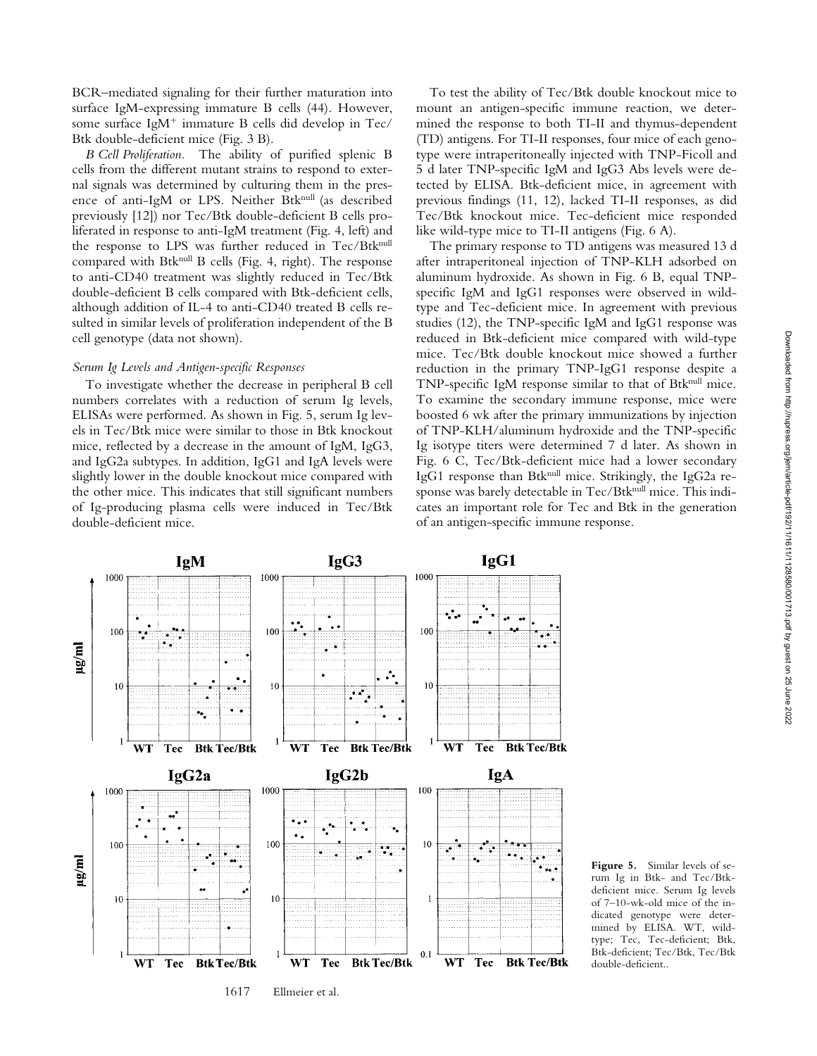BCR–mediated signaling for their further maturation into surface IgM-expressing immature B cells (44). However, some surface $IgM^+$ immature B cells did develop in Tec/Btk double-deficient mice (Fig. 3 B).

*B Cell Proliferation.* The ability of purified splenic B cells from the different mutant strains to respond to external signals was determined by culturing them in the presence of anti-IgM or LPS. Neither $Btk^{null}$ (as described previously [12]) nor Tec/Btk double-deficient B cells proliferated in response to anti-IgM treatment (Fig. 4, left) and the response to LPS was further reduced in $Tec/Btk^{null}$ compared with $Btk^{null}$ B cells (Fig. 4, right). The response to anti-CD40 treatment was slightly reduced in Tec/Btk double-deficient B cells compared with Btk-deficient cells, although addition of IL-4 to anti-CD40 treated B cells resulted in similar levels of proliferation independent of the B cell genotype (data not shown).

### *Serum Ig Levels and Antigen-specific Responses*

To investigate whether the decrease in peripheral B cell numbers correlates with a reduction of serum Ig levels, ELISAs were performed. As shown in Fig. 5, serum Ig levels in Tec/Btk mice were similar to those in Btk knockout mice, reflected by a decrease in the amount of IgM, IgG3, and IgG2a subtypes. In addition, IgG1 and IgA levels were slightly lower in the double knockout mice compared with the other mice. This indicates that still significant numbers of Ig-producing plasma cells were induced in Tec/Btk double-deficient mice.

To test the ability of Tec/Btk double knockout mice to mount an antigen-specific immune reaction, we determined the response to both TI-II and thymus-dependent (TD) antigens. For TI-II responses, four mice of each genotype were intraperitoneally injected with TNP-Ficoll and 5 d later TNP-specific IgM and IgG3 Abs levels were detected by ELISA. Btk-deficient mice, in agreement with previous findings (11, 12), lacked TI-II responses, as did Tec/Btk knockout mice. Tec-deficient mice responded like wild-type mice to TI-II antigens (Fig. 6 A).

The primary response to TD antigens was measured 13 d after intraperitoneal injection of TNP-KLH adsorbed on aluminum hydroxide. As shown in Fig. 6 B, equal TNP-specific IgM and IgG1 responses were observed in wild-type and Tec-deficient mice. In agreement with previous studies (12), the TNP-specific IgM and IgG1 response was reduced in Btk-deficient mice compared with wild-type mice. Tec/Btk double knockout mice showed a further reduction in the primary TNP-IgG1 response despite a TNP-specific IgM response similar to that of $Btk^{null}$ mice. To examine the secondary immune response, mice were boosted 6 wk after the primary immunizations by injection of TNP-KLH/aluminum hydroxide and the TNP-specific Ig isotype titers were determined 7 d later. As shown in Fig. 6 C, Tec/Btk-deficient mice had a lower secondary IgG1 response than $Btk^{null}$ mice. Strikingly, the IgG2a response was barely detectable in $Tec/Btk^{null}$ mice. This indicates an important role for Tec and Btk in the generation of an antigen-specific immune response.

**Figure 5.** Similar levels of serum Ig in Btk- and Tec/Btk-deficient mice. Serum Ig levels of 7–10-wk-old mice of the indicated genotype were determined by ELISA. WT, wild-type; Tec, Tec-deficient; Btk, Btk-deficient; Tec/Btk, Tec/Btk double-deficient..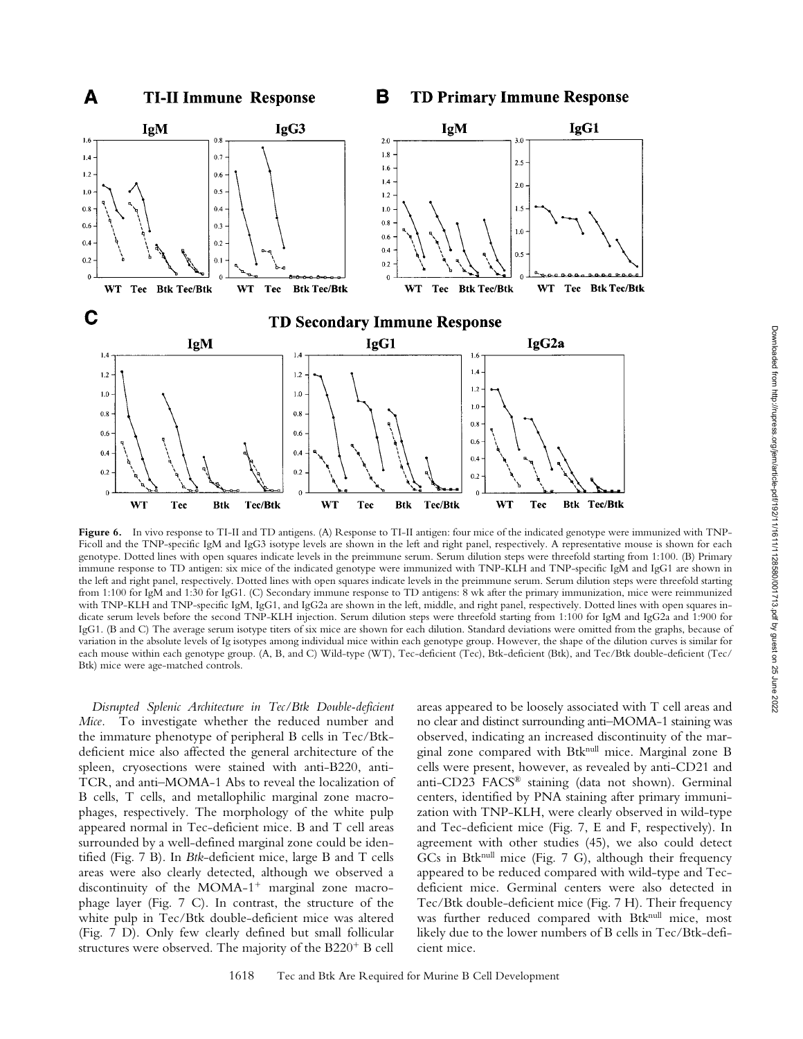**Figure 6.** In vivo response to TI-II and TD antigens. (A) Response to TI-II antigen: four mice of the indicated genotype were immunized with TNP-Ficoll and the TNP-specific IgM and IgG3 isotype levels are shown in the left and right panel, respectively. A representative mouse is shown for each genotype. Dotted lines with open squares indicate levels in the preimmune serum. Serum dilution steps were threefold starting from 1:100. (B) Primary immune response to TD antigen: six mice of the indicated genotype were immunized with TNP-KLH and TNP-specific IgM and IgG1 are shown in the left and right panel, respectively. Dotted lines with open squares indicate levels in the preimmune serum. Serum dilution steps were threefold starting from 1:100 for IgM and 1:30 for IgG1. (C) Secondary immune response to TD antigens: 8 wk after the primary immunization, mice were reimmunized with TNP-KLH and TNP-specific IgM, IgG1, and IgG2a are shown in the left, middle, and right panel, respectively. Dotted lines with open squares indicate serum levels before the second TNP-KLH injection. Serum dilution steps were threefold starting from 1:100 for IgM and IgG2a and 1:900 for IgG1. (B and C) The average serum isotype titers of six mice are shown for each dilution. Standard deviations were omitted from the graphs, because of variation in the absolute levels of Ig isotypes among individual mice within each genotype group. However, the shape of the dilution curves is similar for each mouse within each genotype group. (A, B, and C) Wild-type (WT), Tec-deficient (Tec), Btk-deficient (Btk), and Tec/Btk double-deficient (Tec/Btk) mice were age-matched controls.

*Disrupted Splenic Architecture in Tec/Btk Double-deficient Mice.* To investigate whether the reduced number and the immature phenotype of peripheral B cells in Tec/Btk-deficient mice also affected the general architecture of the spleen, cryosections were stained with anti-B220, anti-TCR, and anti–MOMA-1 Abs to reveal the localization of B cells, T cells, and metallophilic marginal zone macrophages, respectively. The morphology of the white pulp appeared normal in Tec-deficient mice. B and T cell areas surrounded by a well-defined marginal zone could be identified (Fig. 7 B). In *Btk*-deficient mice, large B and T cells areas were also clearly detected, although we observed a discontinuity of the MOMA-1$^+$ marginal zone macrophage layer (Fig. 7 C). In contrast, the structure of the white pulp in Tec/Btk double-deficient mice was altered (Fig. 7 D). Only few clearly defined but small follicular structures were observed. The majority of the B220$^+$ B cell areas appeared to be loosely associated with T cell areas and no clear and distinct surrounding anti–MOMA-1 staining was observed, indicating an increased discontinuity of the marginal zone compared with Btk$^{null}$ mice. Marginal zone B cells were present, however, as revealed by anti-CD21 and anti-CD23 FACS® staining (data not shown). Germinal centers, identified by PNA staining after primary immunization with TNP-KLH, were clearly observed in wild-type and Tec-deficient mice (Fig. 7, E and F, respectively). In agreement with other studies (45), we also could detect GCs in Btk$^{null}$ mice (Fig. 7 G), although their frequency appeared to be reduced compared with wild-type and Tec-deficient mice. Germinal centers were also detected in Tec/Btk double-deficient mice (Fig. 7 H). Their frequency was further reduced compared with Btk$^{null}$ mice, most likely due to the lower numbers of B cells in Tec/Btk-deficient mice.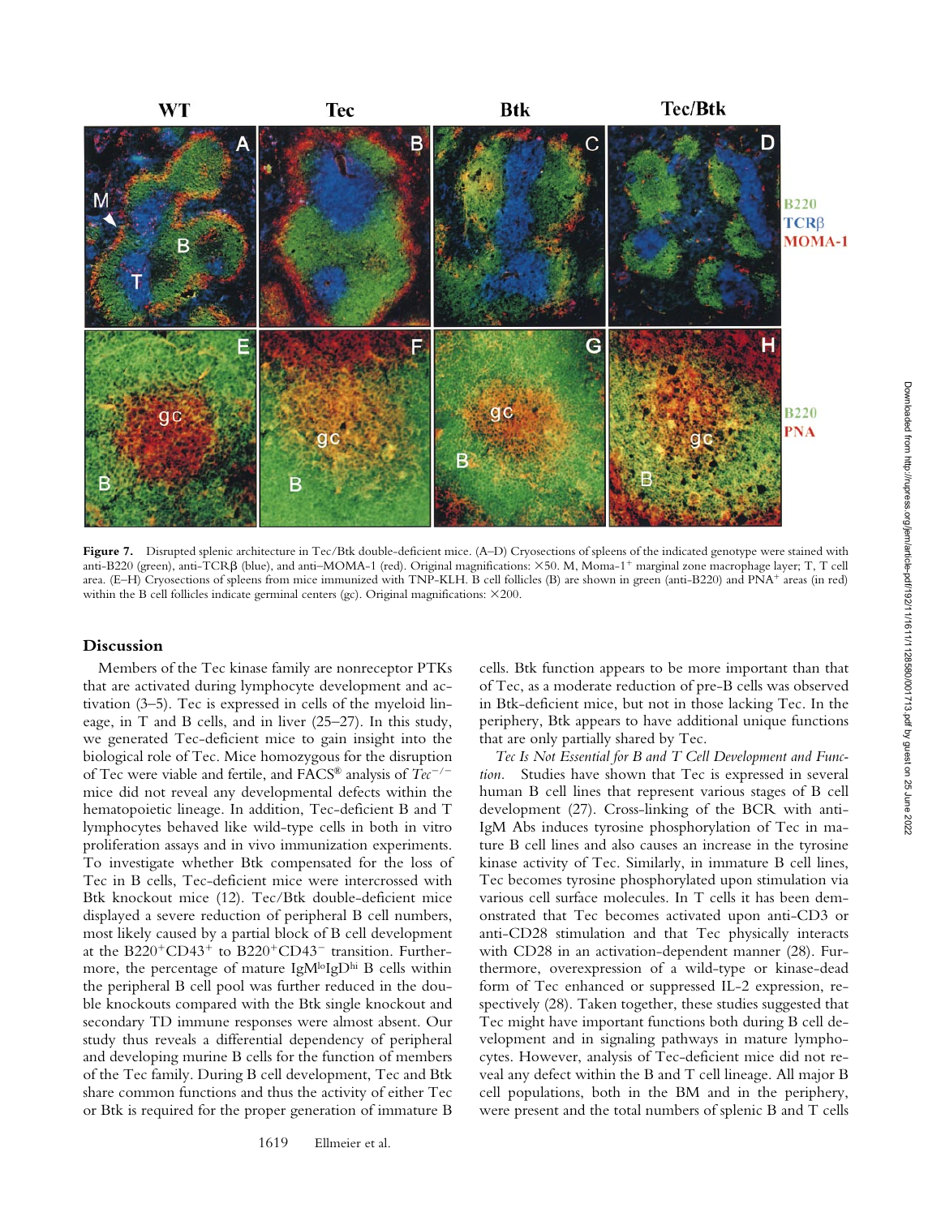**Figure 7.** Disrupted splenic architecture in Tec/Btk double-deficient mice. (A–D) Cryosections of spleens of the indicated genotype were stained with anti-B220 (green), anti-TCRβ (blue), and anti–MOMA-1 (red). Original magnifications: ×50. M, Moma-1$^+$ marginal zone macrophage layer; T, T cell area. (E–H) Cryosections of spleens from mice immunized with TNP-KLH. B cell follicles (B) are shown in green (anti-B220) and PNA$^+$ areas (in red) within the B cell follicles indicate germinal centers (gc). Original magnifications: ×200.

## Discussion

Members of the Tec kinase family are nonreceptor PTKs that are activated during lymphocyte development and activation (3–5). Tec is expressed in cells of the myeloid lineage, in T and B cells, and in liver (25–27). In this study, we generated Tec-deficient mice to gain insight into the biological role of Tec. Mice homozygous for the disruption of Tec were viable and fertile, and FACS® analysis of *Tec*$^{-/-}$ mice did not reveal any developmental defects within the hematopoietic lineage. In addition, Tec-deficient B and T lymphocytes behaved like wild-type cells in both in vitro proliferation assays and in vivo immunization experiments. To investigate whether Btk compensated for the loss of Tec in B cells, Tec-deficient mice were intercrossed with Btk knockout mice (12). Tec/Btk double-deficient mice displayed a severe reduction of peripheral B cell numbers, most likely caused by a partial block of B cell development at the B220$^+$CD43$^+$ to B220$^+$CD43$^-$ transition. Furthermore, the percentage of mature IgM$^{lo}$IgD$^{hi}$ B cells within the peripheral B cell pool was further reduced in the double knockouts compared with the Btk single knockout and secondary TD immune responses were almost absent. Our study thus reveals a differential dependency of peripheral and developing murine B cells for the function of members of the Tec family. During B cell development, Tec and Btk share common functions and thus the activity of either Tec or Btk is required for the proper generation of immature B cells. Btk function appears to be more important than that of Tec, as a moderate reduction of pre-B cells was observed in Btk-deficient mice, but not in those lacking Tec. In the periphery, Btk appears to have additional unique functions that are only partially shared by Tec.

*Tec Is Not Essential for B and T Cell Development and Function.* Studies have shown that Tec is expressed in several human B cell lines that represent various stages of B cell development (27). Cross-linking of the BCR with anti-IgM Abs induces tyrosine phosphorylation of Tec in mature B cell lines and also causes an increase in the tyrosine kinase activity of Tec. Similarly, in immature B cell lines, Tec becomes tyrosine phosphorylated upon stimulation via various cell surface molecules. In T cells it has been demonstrated that Tec becomes activated upon anti-CD3 or anti-CD28 stimulation and that Tec physically interacts with CD28 in an activation-dependent manner (28). Furthermore, overexpression of a wild-type or kinase-dead form of Tec enhanced or suppressed IL-2 expression, respectively (28). Taken together, these studies suggested that Tec might have important functions both during B cell development and in signaling pathways in mature lymphocytes. However, analysis of Tec-deficient mice did not reveal any defect within the B and T cell lineage. All major B cell populations, both in the BM and in the periphery, were present and the total numbers of splenic B and T cells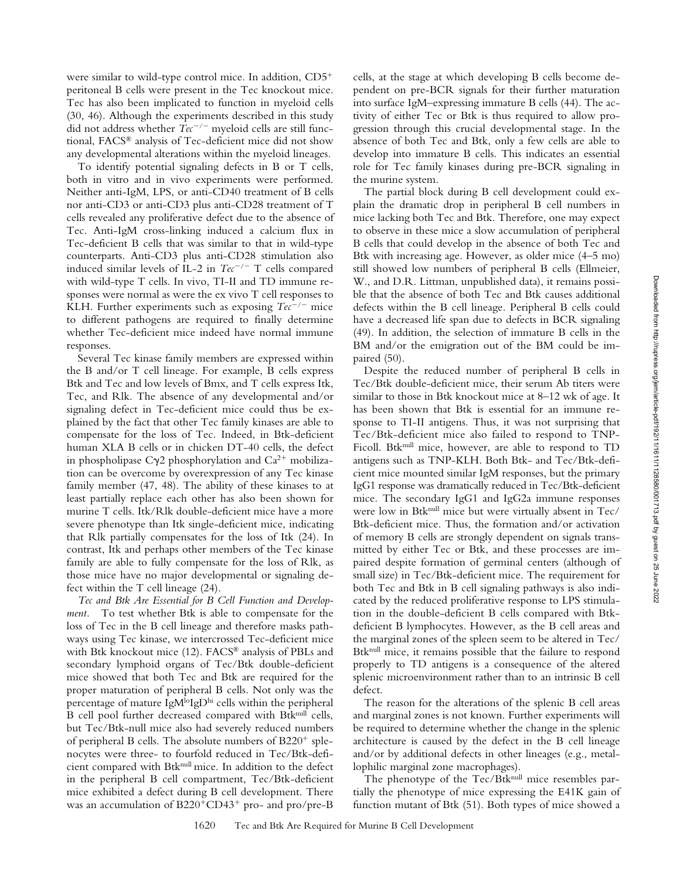were similar to wild-type control mice. In addition, $CD5^+$ peritoneal B cells were present in the Tec knockout mice. Tec has also been implicated to function in myeloid cells (30, 46). Although the experiments described in this study did not address whether $Tec^{-/-}$ myeloid cells are still functional, FACS® analysis of Tec-deficient mice did not show any developmental alterations within the myeloid lineages.

To identify potential signaling defects in B or T cells, both in vitro and in vivo experiments were performed. Neither anti-IgM, LPS, or anti-CD40 treatment of B cells nor anti-CD3 or anti-CD3 plus anti-CD28 treatment of T cells revealed any proliferative defect due to the absence of Tec. Anti-IgM cross-linking induced a calcium flux in Tec-deficient B cells that was similar to that in wild-type counterparts. Anti-CD3 plus anti-CD28 stimulation also induced similar levels of IL-2 in $Tec^{-/-}$ T cells compared with wild-type T cells. In vivo, TI-II and TD immune responses were normal as were the ex vivo T cell responses to KLH. Further experiments such as exposing $Tec^{-/-}$ mice to different pathogens are required to finally determine whether Tec-deficient mice indeed have normal immune responses.

Several Tec kinase family members are expressed within the B and/or T cell lineage. For example, B cells express Btk and Tec and low levels of Bmx, and T cells express Itk, Tec, and Rlk. The absence of any developmental and/or signaling defect in Tec-deficient mice could thus be explained by the fact that other Tec family kinases are able to compensate for the loss of Tec. Indeed, in Btk-deficient human XLA B cells or in chicken DT-40 cells, the defect in phospholipase Cγ2 phosphorylation and $Ca^{2+}$ mobilization can be overcome by overexpression of any Tec kinase family member (47, 48). The ability of these kinases to at least partially replace each other has also been shown for murine T cells. Itk/Rlk double-deficient mice have a more severe phenotype than Itk single-deficient mice, indicating that Rlk partially compensates for the loss of Itk (24). In contrast, Itk and perhaps other members of the Tec kinase family are able to fully compensate for the loss of Rlk, as those mice have no major developmental or signaling defect within the T cell lineage (24).

*Tec and Btk Are Essential for B Cell Function and Development.* To test whether Btk is able to compensate for the loss of Tec in the B cell lineage and therefore masks pathways using Tec kinase, we intercrossed Tec-deficient mice with Btk knockout mice (12). FACS® analysis of PBLs and secondary lymphoid organs of Tec/Btk double-deficient mice showed that both Tec and Btk are required for the proper maturation of peripheral B cells. Not only was the percentage of mature $IgM^{lo}IgD^{hi}$ cells within the peripheral B cell pool further decreased compared with $Btk^{null}$ cells, but Tec/Btk-null mice also had severely reduced numbers of peripheral B cells. The absolute numbers of $B220^+$ splenocytes were three- to fourfold reduced in Tec/Btk-deficient compared with $Btk^{null}$ mice. In addition to the defect in the peripheral B cell compartment, Tec/Btk-deficient mice exhibited a defect during B cell development. There was an accumulation of $B220^+CD43^+$ pro- and pro/pre-B cells, at the stage at which developing B cells become dependent on pre-BCR signals for their further maturation into surface IgM–expressing immature B cells (44). The activity of either Tec or Btk is thus required to allow progression through this crucial developmental stage. In the absence of both Tec and Btk, only a few cells are able to develop into immature B cells. This indicates an essential role for Tec family kinases during pre-BCR signaling in the murine system.

The partial block during B cell development could explain the dramatic drop in peripheral B cell numbers in mice lacking both Tec and Btk. Therefore, one may expect to observe in these mice a slow accumulation of peripheral B cells that could develop in the absence of both Tec and Btk with increasing age. However, as older mice (4–5 mo) still showed low numbers of peripheral B cells (Ellmeier, W., and D.R. Littman, unpublished data), it remains possible that the absence of both Tec and Btk causes additional defects within the B cell lineage. Peripheral B cells could have a decreased life span due to defects in BCR signaling (49). In addition, the selection of immature B cells in the BM and/or the emigration out of the BM could be impaired (50).

Despite the reduced number of peripheral B cells in Tec/Btk double-deficient mice, their serum Ab titers were similar to those in Btk knockout mice at 8–12 wk of age. It has been shown that Btk is essential for an immune response to TI-II antigens. Thus, it was not surprising that Tec/Btk-deficient mice also failed to respond to TNP-Ficoll. $Btk^{null}$ mice, however, are able to respond to TD antigens such as TNP-KLH. Both Btk- and Tec/Btk-deficient mice mounted similar IgM responses, but the primary IgG1 response was dramatically reduced in Tec/Btk-deficient mice. The secondary IgG1 and IgG2a immune responses were low in $Btk^{null}$ mice but were virtually absent in Tec/Btk-deficient mice. Thus, the formation and/or activation of memory B cells are strongly dependent on signals transmitted by either Tec or Btk, and these processes are impaired despite formation of germinal centers (although of small size) in Tec/Btk-deficient mice. The requirement for both Tec and Btk in B cell signaling pathways is also indicated by the reduced proliferative response to LPS stimulation in the double-deficient B cells compared with Btk-deficient B lymphocytes. However, as the B cell areas and the marginal zones of the spleen seem to be altered in Tec/$Btk^{null}$ mice, it remains possible that the failure to respond properly to TD antigens is a consequence of the altered splenic microenvironment rather than to an intrinsic B cell defect.

The reason for the alterations of the splenic B cell areas and marginal zones is not known. Further experiments will be required to determine whether the change in the splenic architecture is caused by the defect in the B cell lineage and/or by additional defects in other lineages (e.g., metallophilic marginal zone macrophages).

The phenotype of the Tec/$Btk^{null}$ mice resembles partially the phenotype of mice expressing the E41K gain of function mutant of Btk (51). Both types of mice showed a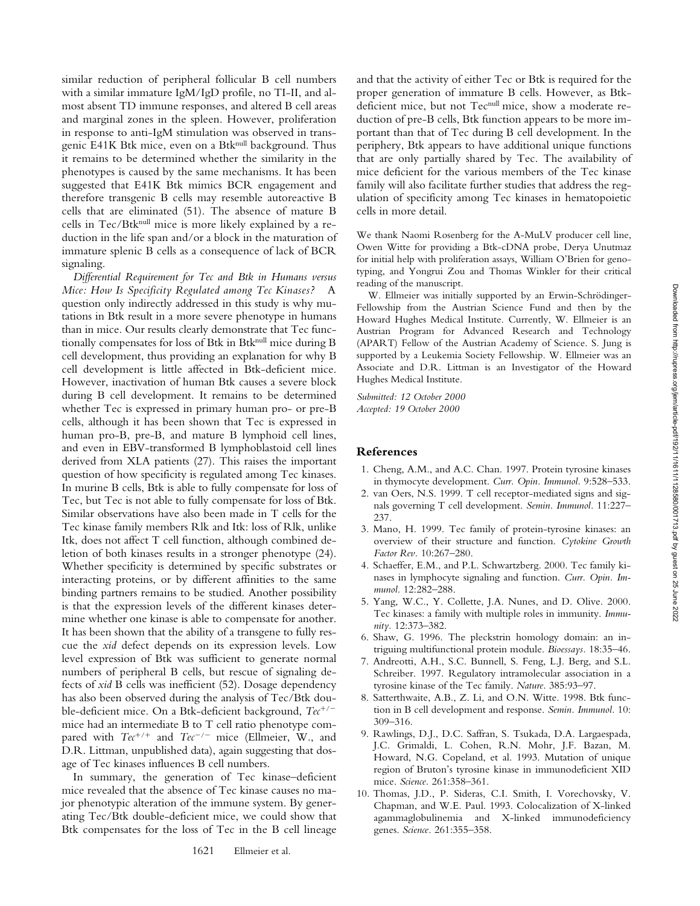similar reduction of peripheral follicular B cell numbers with a similar immature IgM/IgD profile, no TI-II, and almost absent TD immune responses, and altered B cell areas and marginal zones in the spleen. However, proliferation in response to anti-IgM stimulation was observed in transgenic E41K Btk mice, even on a Btk$^{null}$ background. Thus it remains to be determined whether the similarity in the phenotypes is caused by the same mechanisms. It has been suggested that E41K Btk mimics BCR engagement and therefore transgenic B cells may resemble autoreactive B cells that are eliminated (51). The absence of mature B cells in Tec/Btk$^{null}$ mice is more likely explained by a reduction in the life span and/or a block in the maturation of immature splenic B cells as a consequence of lack of BCR signaling.

*Differential Requirement for Tec and Btk in Humans versus Mice: How Is Specificity Regulated among Tec Kinases?* A question only indirectly addressed in this study is why mutations in Btk result in a more severe phenotype in humans than in mice. Our results clearly demonstrate that Tec functionally compensates for loss of Btk in Btk$^{null}$ mice during B cell development, thus providing an explanation for why B cell development is little affected in Btk-deficient mice. However, inactivation of human Btk causes a severe block during B cell development. It remains to be determined whether Tec is expressed in primary human pro- or pre-B cells, although it has been shown that Tec is expressed in human pro-B, pre-B, and mature B lymphoid cell lines, and even in EBV-transformed B lymphoblastoid cell lines derived from XLA patients (27). This raises the important question of how specificity is regulated among Tec kinases. In murine B cells, Btk is able to fully compensate for loss of Tec, but Tec is not able to fully compensate for loss of Btk. Similar observations have also been made in T cells for the Tec kinase family members Rlk and Itk: loss of Rlk, unlike Itk, does not affect T cell function, although combined deletion of both kinases results in a stronger phenotype (24). Whether specificity is determined by specific substrates or interacting proteins, or by different affinities to the same binding partners remains to be studied. Another possibility is that the expression levels of the different kinases determine whether one kinase is able to compensate for another. It has been shown that the ability of a transgene to fully rescue the *xid* defect depends on its expression levels. Low level expression of Btk was sufficient to generate normal numbers of peripheral B cells, but rescue of signaling defects of *xid* B cells was inefficient (52). Dosage dependency has also been observed during the analysis of Tec/Btk double-deficient mice. On a Btk-deficient background, $Tec^{+/-}$ mice had an intermediate B to T cell ratio phenotype compared with $Tec^{+/+}$ and $Tec^{-/-}$ mice (Ellmeier, W., and D.R. Littman, unpublished data), again suggesting that dosage of Tec kinases influences B cell numbers.

In summary, the generation of Tec kinase–deficient mice revealed that the absence of Tec kinase causes no major phenotypic alteration of the immune system. By generating Tec/Btk double-deficient mice, we could show that Btk compensates for the loss of Tec in the B cell lineage and that the activity of either Tec or Btk is required for the proper generation of immature B cells. However, as Btk-deficient mice, but not Tec$^{null}$ mice, show a moderate reduction of pre-B cells, Btk function appears to be more important than that of Tec during B cell development. In the periphery, Btk appears to have additional unique functions that are only partially shared by Tec. The availability of mice deficient for the various members of the Tec kinase family will also facilitate further studies that address the regulation of specificity among Tec kinases in hematopoietic cells in more detail.

We thank Naomi Rosenberg for the A-MuLV producer cell line, Owen Witte for providing a Btk-cDNA probe, Derya Unutmaz for initial help with proliferation assays, William O'Brien for genotyping, and Yongrui Zou and Thomas Winkler for their critical reading of the manuscript.

W. Ellmeier was initially supported by an Erwin-Schrödinger-Fellowship from the Austrian Science Fund and then by the Howard Hughes Medical Institute. Currently, W. Ellmeier is an Austrian Program for Advanced Research and Technology (APART) Fellow of the Austrian Academy of Science. S. Jung is supported by a Leukemia Society Fellowship. W. Ellmeier was an Associate and D.R. Littman is an Investigator of the Howard Hughes Medical Institute.

*Submitted: 12 October 2000*
*Accepted: 19 October 2000*

## References

1. Cheng, A.M., and A.C. Chan. 1997. Protein tyrosine kinases in thymocyte development. *Curr. Opin. Immunol.* 9:528–533.
2. van Oers, N.S. 1999. T cell receptor-mediated signs and signals governing T cell development. *Semin. Immunol.* 11:227–237.
3. Mano, H. 1999. Tec family of protein-tyrosine kinases: an overview of their structure and function. *Cytokine Growth Factor Rev.* 10:267–280.
4. Schaeffer, E.M., and P.L. Schwartzberg. 2000. Tec family kinases in lymphocyte signaling and function. *Curr. Opin. Immunol.* 12:282–288.
5. Yang, W.C., Y. Collette, J.A. Nunes, and D. Olive. 2000. Tec kinases: a family with multiple roles in immunity. *Immunity.* 12:373–382.
6. Shaw, G. 1996. The pleckstrin homology domain: an intriguing multifunctional protein module. *Bioessays.* 18:35–46.
7. Andreotti, A.H., S.C. Bunnell, S. Feng, L.J. Berg, and S.L. Schreiber. 1997. Regulatory intramolecular association in a tyrosine kinase of the Tec family. *Nature.* 385:93–97.
8. Satterthwaite, A.B., Z. Li, and O.N. Witte. 1998. Btk function in B cell development and response. *Semin. Immunol.* 10:309–316.
9. Rawlings, D.J., D.C. Saffran, S. Tsukada, D.A. Largaespada, J.C. Grimaldi, L. Cohen, R.N. Mohr, J.F. Bazan, M. Howard, N.G. Copeland, et al. 1993. Mutation of unique region of Bruton's tyrosine kinase in immunodeficient XID mice. *Science.* 261:358–361.
10. Thomas, J.D., P. Sideras, C.I. Smith, I. Vorechovsky, V. Chapman, and W.E. Paul. 1993. Colocalization of X-linked agammaglobulinemia and X-linked immunodeficiency genes. *Science.* 261:355–358.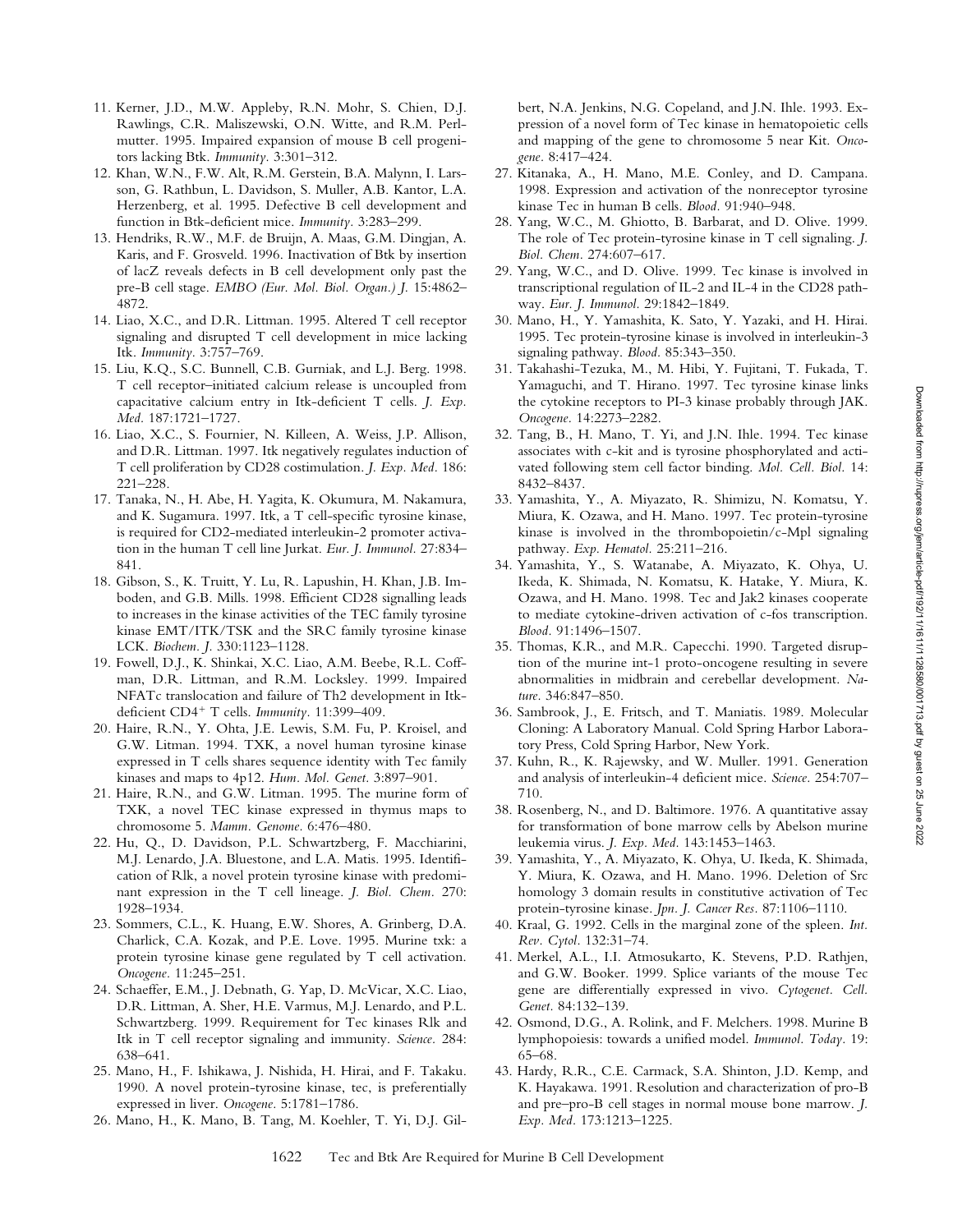11. Kerner, J.D., M.W. Appleby, R.N. Mohr, S. Chien, D.J. Rawlings, C.R. Maliszewski, O.N. Witte, and R.M. Perlmutter. 1995. Impaired expansion of mouse B cell progenitors lacking Btk. *Immunity.* 3:301–312.
12. Khan, W.N., F.W. Alt, R.M. Gerstein, B.A. Malynn, I. Larsson, G. Rathbun, L. Davidson, S. Muller, A.B. Kantor, L.A. Herzenberg, et al. 1995. Defective B cell development and function in Btk-deficient mice. *Immunity.* 3:283–299.
13. Hendriks, R.W., M.F. de Bruijn, A. Maas, G.M. Dingjan, A. Karis, and F. Grosveld. 1996. Inactivation of Btk by insertion of lacZ reveals defects in B cell development only past the pre-B cell stage. *EMBO (Eur. Mol. Biol. Organ.) J.* 15:4862–4872.
14. Liao, X.C., and D.R. Littman. 1995. Altered T cell receptor signaling and disrupted T cell development in mice lacking Itk. *Immunity.* 3:757–769.
15. Liu, K.Q., S.C. Bunnell, C.B. Gurniak, and L.J. Berg. 1998. T cell receptor–initiated calcium release is uncoupled from capacitative calcium entry in Itk-deficient T cells. *J. Exp. Med.* 187:1721–1727.
16. Liao, X.C., S. Fournier, N. Killeen, A. Weiss, J.P. Allison, and D.R. Littman. 1997. Itk negatively regulates induction of T cell proliferation by CD28 costimulation. *J. Exp. Med.* 186: 221–228.
17. Tanaka, N., H. Abe, H. Yagita, K. Okumura, M. Nakamura, and K. Sugamura. 1997. Itk, a T cell-specific tyrosine kinase, is required for CD2-mediated interleukin-2 promoter activation in the human T cell line Jurkat. *Eur. J. Immunol.* 27:834–841.
18. Gibson, S., K. Truitt, Y. Lu, R. Lapushin, H. Khan, J.B. Imboden, and G.B. Mills. 1998. Efficient CD28 signalling leads to increases in the kinase activities of the TEC family tyrosine kinase EMT/ITK/TSK and the SRC family tyrosine kinase LCK. *Biochem. J.* 330:1123–1128.
19. Fowell, D.J., K. Shinkai, X.C. Liao, A.M. Beebe, R.L. Coffman, D.R. Littman, and R.M. Locksley. 1999. Impaired NFATc translocation and failure of Th2 development in Itk-deficient CD4$^{+}$ T cells. *Immunity.* 11:399–409.
20. Haire, R.N., Y. Ohta, J.E. Lewis, S.M. Fu, P. Kroisel, and G.W. Litman. 1994. TXK, a novel human tyrosine kinase expressed in T cells shares sequence identity with Tec family kinases and maps to 4p12. *Hum. Mol. Genet.* 3:897–901.
21. Haire, R.N., and G.W. Litman. 1995. The murine form of TXK, a novel TEC kinase expressed in thymus maps to chromosome 5. *Mamm. Genome.* 6:476–480.
22. Hu, Q., D. Davidson, P.L. Schwartzberg, F. Macchiarini, M.J. Lenardo, J.A. Bluestone, and L.A. Matis. 1995. Identification of Rlk, a novel protein tyrosine kinase with predominant expression in the T cell lineage. *J. Biol. Chem.* 270: 1928–1934.
23. Sommers, C.L., K. Huang, E.W. Shores, A. Grinberg, D.A. Charlick, C.A. Kozak, and P.E. Love. 1995. Murine txk: a protein tyrosine kinase gene regulated by T cell activation. *Oncogene.* 11:245–251.
24. Schaeffer, E.M., J. Debnath, G. Yap, D. McVicar, X.C. Liao, D.R. Littman, A. Sher, H.E. Varmus, M.J. Lenardo, and P.L. Schwartzberg. 1999. Requirement for Tec kinases Rlk and Itk in T cell receptor signaling and immunity. *Science.* 284: 638–641.
25. Mano, H., F. Ishikawa, J. Nishida, H. Hirai, and F. Takaku. 1990. A novel protein-tyrosine kinase, tec, is preferentially expressed in liver. *Oncogene.* 5:1781–1786.
26. Mano, H., K. Mano, B. Tang, M. Koehler, T. Yi, D.J. Gilbert, N.A. Jenkins, N.G. Copeland, and J.N. Ihle. 1993. Expression of a novel form of Tec kinase in hematopoietic cells and mapping of the gene to chromosome 5 near Kit. *Oncogene.* 8:417–424.
27. Kitanaka, A., H. Mano, M.E. Conley, and D. Campana. 1998. Expression and activation of the nonreceptor tyrosine kinase Tec in human B cells. *Blood.* 91:940–948.
28. Yang, W.C., M. Ghiotto, B. Barbarat, and D. Olive. 1999. The role of Tec protein-tyrosine kinase in T cell signaling. *J. Biol. Chem.* 274:607–617.
29. Yang, W.C., and D. Olive. 1999. Tec kinase is involved in transcriptional regulation of IL-2 and IL-4 in the CD28 pathway. *Eur. J. Immunol.* 29:1842–1849.
30. Mano, H., Y. Yamashita, K. Sato, Y. Yazaki, and H. Hirai. 1995. Tec protein-tyrosine kinase is involved in interleukin-3 signaling pathway. *Blood.* 85:343–350.
31. Takahashi-Tezuka, M., M. Hibi, Y. Fujitani, T. Fukada, T. Yamaguchi, and T. Hirano. 1997. Tec tyrosine kinase links the cytokine receptors to PI-3 kinase probably through JAK. *Oncogene.* 14:2273–2282.
32. Tang, B., H. Mano, T. Yi, and J.N. Ihle. 1994. Tec kinase associates with c-kit and is tyrosine phosphorylated and activated following stem cell factor binding. *Mol. Cell. Biol.* 14: 8432–8437.
33. Yamashita, Y., A. Miyazato, R. Shimizu, N. Komatsu, Y. Miura, K. Ozawa, and H. Mano. 1997. Tec protein-tyrosine kinase is involved in the thrombopoietin/c-Mpl signaling pathway. *Exp. Hematol.* 25:211–216.
34. Yamashita, Y., S. Watanabe, A. Miyazato, K. Ohya, U. Ikeda, K. Shimada, N. Komatsu, K. Hatake, Y. Miura, K. Ozawa, and H. Mano. 1998. Tec and Jak2 kinases cooperate to mediate cytokine-driven activation of c-fos transcription. *Blood.* 91:1496–1507.
35. Thomas, K.R., and M.R. Capecchi. 1990. Targeted disruption of the murine int-1 proto-oncogene resulting in severe abnormalities in midbrain and cerebellar development. *Nature.* 346:847–850.
36. Sambrook, J., E. Fritsch, and T. Maniatis. 1989. Molecular Cloning: A Laboratory Manual. Cold Spring Harbor Laboratory Press, Cold Spring Harbor, New York.
37. Kuhn, R., K. Rajewsky, and W. Muller. 1991. Generation and analysis of interleukin-4 deficient mice. *Science.* 254:707–710.
38. Rosenberg, N., and D. Baltimore. 1976. A quantitative assay for transformation of bone marrow cells by Abelson murine leukemia virus. *J. Exp. Med.* 143:1453–1463.
39. Yamashita, Y., A. Miyazato, K. Ohya, U. Ikeda, K. Shimada, Y. Miura, K. Ozawa, and H. Mano. 1996. Deletion of Src homology 3 domain results in constitutive activation of Tec protein-tyrosine kinase. *Jpn. J. Cancer Res.* 87:1106–1110.
40. Kraal, G. 1992. Cells in the marginal zone of the spleen. *Int. Rev. Cytol.* 132:31–74.
41. Merkel, A.L., I.I. Atmosukarto, K. Stevens, P.D. Rathjen, and G.W. Booker. 1999. Splice variants of the mouse Tec gene are differentially expressed in vivo. *Cytogenet. Cell. Genet.* 84:132–139.
42. Osmond, D.G., A. Rolink, and F. Melchers. 1998. Murine B lymphopoiesis: towards a unified model. *Immunol. Today.* 19: 65–68.
43. Hardy, R.R., C.E. Carmack, S.A. Shinton, J.D. Kemp, and K. Hayakawa. 1991. Resolution and characterization of pro-B and pre–pro-B cell stages in normal mouse bone marrow. *J. Exp. Med.* 173:1213–1225.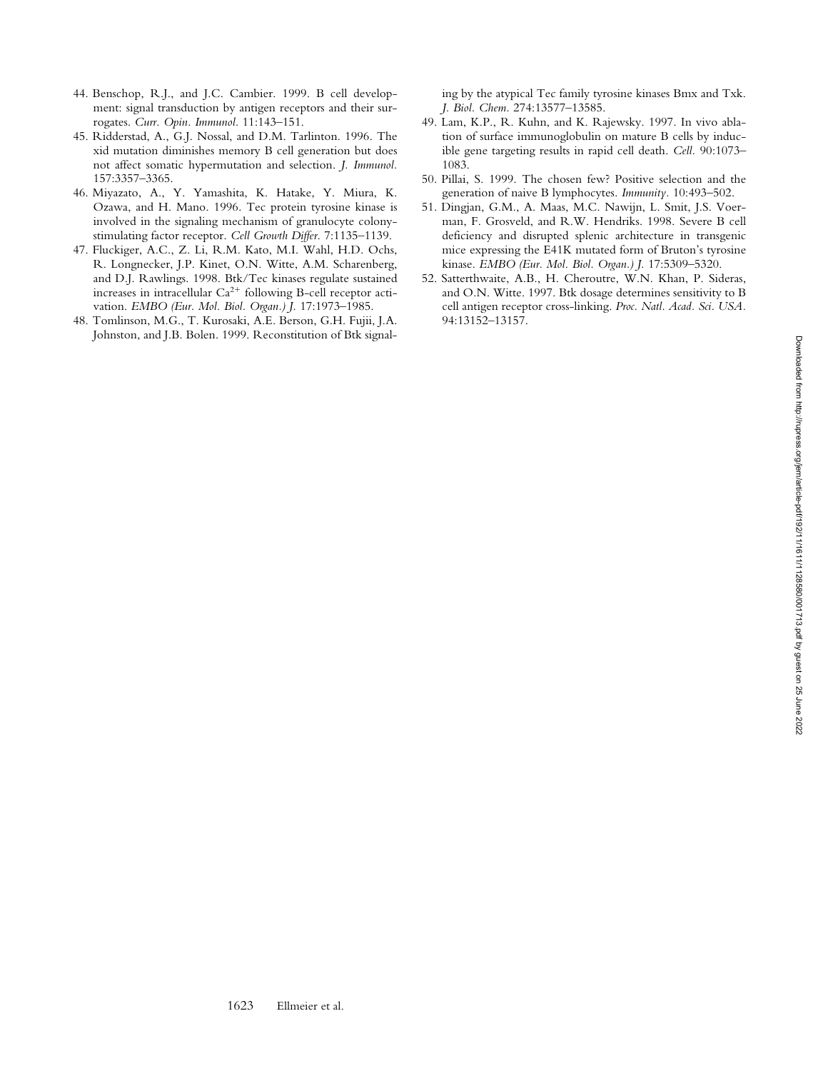44. Benschop, R.J., and J.C. Cambier. 1999. B cell development: signal transduction by antigen receptors and their surrogates. *Curr. Opin. Immunol.* 11:143–151.
45. Ridderstad, A., G.J. Nossal, and D.M. Tarlinton. 1996. The xid mutation diminishes memory B cell generation but does not affect somatic hypermutation and selection. *J. Immunol.* 157:3357–3365.
46. Miyazato, A., Y. Yamashita, K. Hatake, Y. Miura, K. Ozawa, and H. Mano. 1996. Tec protein tyrosine kinase is involved in the signaling mechanism of granulocyte colony-stimulating factor receptor. *Cell Growth Differ.* 7:1135–1139.
47. Fluckiger, A.C., Z. Li, R.M. Kato, M.I. Wahl, H.D. Ochs, R. Longnecker, J.P. Kinet, O.N. Witte, A.M. Scharenberg, and D.J. Rawlings. 1998. Btk/Tec kinases regulate sustained increases in intracellular $Ca^{2+}$ following B-cell receptor activation. *EMBO (Eur. Mol. Biol. Organ.) J.* 17:1973–1985.
48. Tomlinson, M.G., T. Kurosaki, A.E. Berson, G.H. Fujii, J.A. Johnston, and J.B. Bolen. 1999. Reconstitution of Btk signaling by the atypical Tec family tyrosine kinases Bmx and Txk. *J. Biol. Chem.* 274:13577–13585.
49. Lam, K.P., R. Kuhn, and K. Rajewsky. 1997. In vivo ablation of surface immunoglobulin on mature B cells by inducible gene targeting results in rapid cell death. *Cell.* 90:1073–1083.
50. Pillai, S. 1999. The chosen few? Positive selection and the generation of naive B lymphocytes. *Immunity.* 10:493–502.
51. Dingjan, G.M., A. Maas, M.C. Nawijn, L. Smit, J.S. Voerman, F. Grosveld, and R.W. Hendriks. 1998. Severe B cell deficiency and disrupted splenic architecture in transgenic mice expressing the E41K mutated form of Bruton's tyrosine kinase. *EMBO (Eur. Mol. Biol. Organ.) J.* 17:5309–5320.
52. Satterthwaite, A.B., H. Cheroutre, W.N. Khan, P. Sideras, and O.N. Witte. 1997. Btk dosage determines sensitivity to B cell antigen receptor cross-linking. *Proc. Natl. Acad. Sci. USA.* 94:13152–13157.